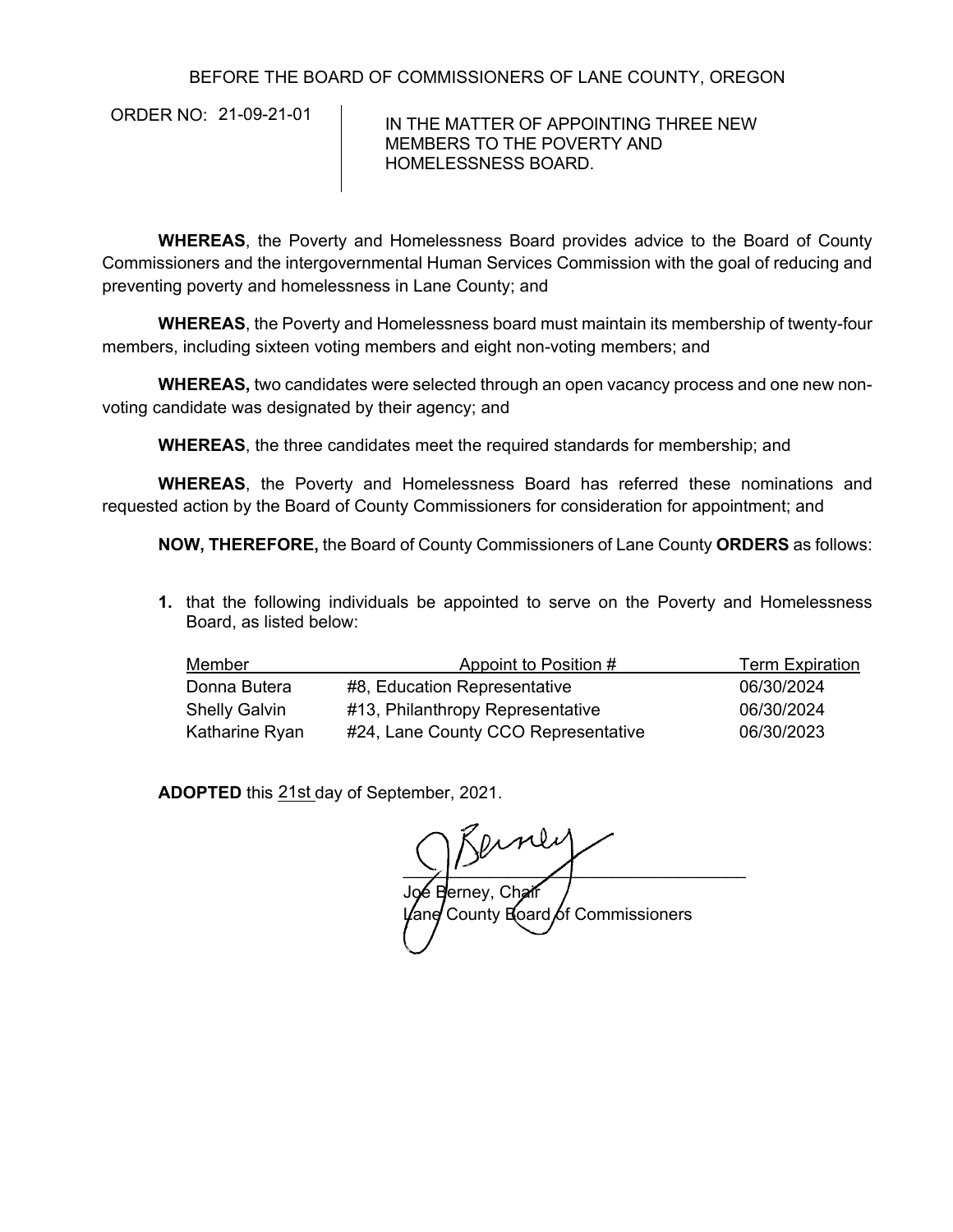BEFORE THE BOARD OF COMMISSIONERS OF LANE COUNTY, OREGON

ORDER NO: 21-09-21-01

IN THE MATTER OF APPOINTING THREE NEW MEMBERS TO THE POVERTY AND HOMELESSNESS BOARD.

**WHEREAS**, the Poverty and Homelessness Board provides advice to the Board of County Commissioners and the intergovernmental Human Services Commission with the goal of reducing and preventing poverty and homelessness in Lane County; and

**WHEREAS**, the Poverty and Homelessness board must maintain its membership of twenty-four members, including sixteen voting members and eight non-voting members; and

**WHEREAS,** two candidates were selected through an open vacancy process and one new non-voting candidate was designated by their agency; and

**WHEREAS**, the three candidates meet the required standards for membership; and

**WHEREAS**, the Poverty and Homelessness Board has referred these nominations and requested action by the Board of County Commissioners for consideration for appointment; and

**NOW, THEREFORE,** the Board of County Commissioners of Lane County **ORDERS** as follows:

**1.** that the following individuals be appointed to serve on the Poverty and Homelessness Board, as listed below:

| Member | Appoint to Position # | Term Expiration |
| --- | --- | --- |
| Donna Butera | #8, Education Representative | 06/30/2024 |
| Shelly Galvin | #13, Philanthropy Representative | 06/30/2024 |
| Katharine Ryan | #24, Lane County CCO Representative | 06/30/2023 |

**ADOPTED** this 21st day of September, 2021.

Joe Berney, Chair
Lane County Board of Commissioners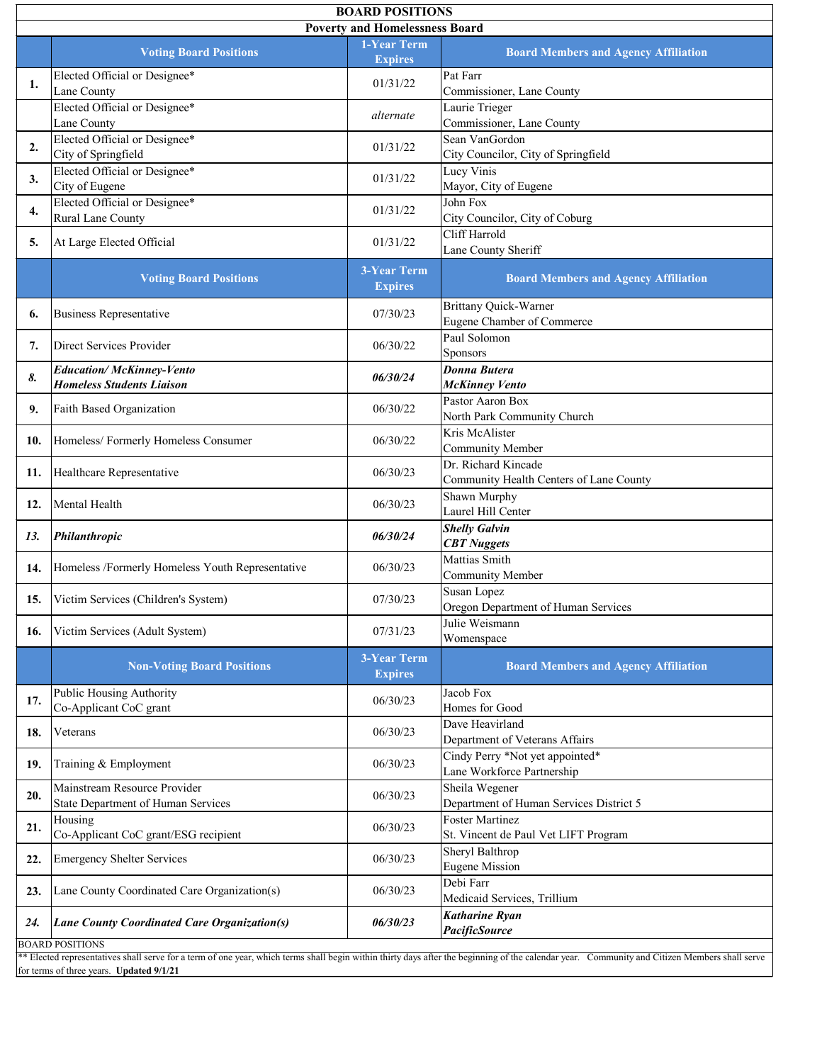# BOARD POSITIONS

## Poverty and Homelessness Board

| | Voting Board Positions | 1-Year Term Expires | Board Members and Agency Affiliation |
|---|---|---|---|
| **1.** | Elected Official or Designee* Lane County | 01/31/22 | Pat Farr Commissioner, Lane County |
| | Elected Official or Designee* Lane County | *alternate* | Laurie Trieger Commissioner, Lane County |
| **2.** | Elected Official or Designee* City of Springfield | 01/31/22 | Sean VanGordon City Councilor, City of Springfield |
| **3.** | Elected Official or Designee* City of Eugene | 01/31/22 | Lucy Vinis Mayor, City of Eugene |
| **4.** | Elected Official or Designee* Rural Lane County | 01/31/22 | John Fox City Councilor, City of Coburg |
| **5.** | At Large Elected Official | 01/31/22 | Cliff Harrold Lane County Sheriff |
| | **Voting Board Positions** | **3-Year Term Expires** | **Board Members and Agency Affiliation** |
| **6.** | Business Representative | 07/30/23 | Brittany Quick-Warner Eugene Chamber of Commerce |
| **7.** | Direct Services Provider | 06/30/22 | Paul Solomon Sponsors |
| ***8.*** | ***Education/ McKinney-Vento Homeless Students Liaison*** | ***06/30/24*** | ***Donna Butera McKinney Vento*** |
| **9.** | Faith Based Organization | 06/30/22 | Pastor Aaron Box North Park Community Church |
| **10.** | Homeless/ Formerly Homeless Consumer | 06/30/22 | Kris McAlister Community Member |
| **11.** | Healthcare Representative | 06/30/23 | Dr. Richard Kincade Community Health Centers of Lane County |
| **12.** | Mental Health | 06/30/23 | Shawn Murphy Laurel Hill Center |
| ***13.*** | ***Philanthropic*** | ***06/30/24*** | ***Shelly Galvin CBT Nuggets*** |
| **14.** | Homeless /Formerly Homeless Youth Representative | 06/30/23 | Mattias Smith Community Member |
| **15.** | Victim Services (Children's System) | 07/30/23 | Susan Lopez Oregon Department of Human Services |
| **16.** | Victim Services (Adult System) | 07/31/23 | Julie Weismann Womenspace |
| | **Non-Voting Board Positions** | **3-Year Term Expires** | **Board Members and Agency Affiliation** |
| **17.** | Public Housing Authority Co-Applicant CoC grant | 06/30/23 | Jacob Fox Homes for Good |
| **18.** | Veterans | 06/30/23 | Dave Heavirland Department of Veterans Affairs |
| **19.** | Training & Employment | 06/30/23 | Cindy Perry *Not yet appointed* Lane Workforce Partnership |
| **20.** | Mainstream Resource Provider State Department of Human Services | 06/30/23 | Sheila Wegener Department of Human Services District 5 |
| **21.** | Housing Co-Applicant CoC grant/ESG recipient | 06/30/23 | Foster Martinez St. Vincent de Paul Vet LIFT Program |
| **22.** | Emergency Shelter Services | 06/30/23 | Sheryl Balthrop Eugene Mission |
| **23.** | Lane County Coordinated Care Organization(s) | 06/30/23 | Debi Farr Medicaid Services, Trillium |
| ***24.*** | ***Lane County Coordinated Care Organization(s)*** | ***06/30/23*** | ***Katharine Ryan PacificSource*** |

BOARD POSITIONS

** Elected representatives shall serve for a term of one year, which terms shall begin within thirty days after the beginning of the calendar year. Community and Citizen Members shall serve for terms of three years. **Updated 9/1/21**